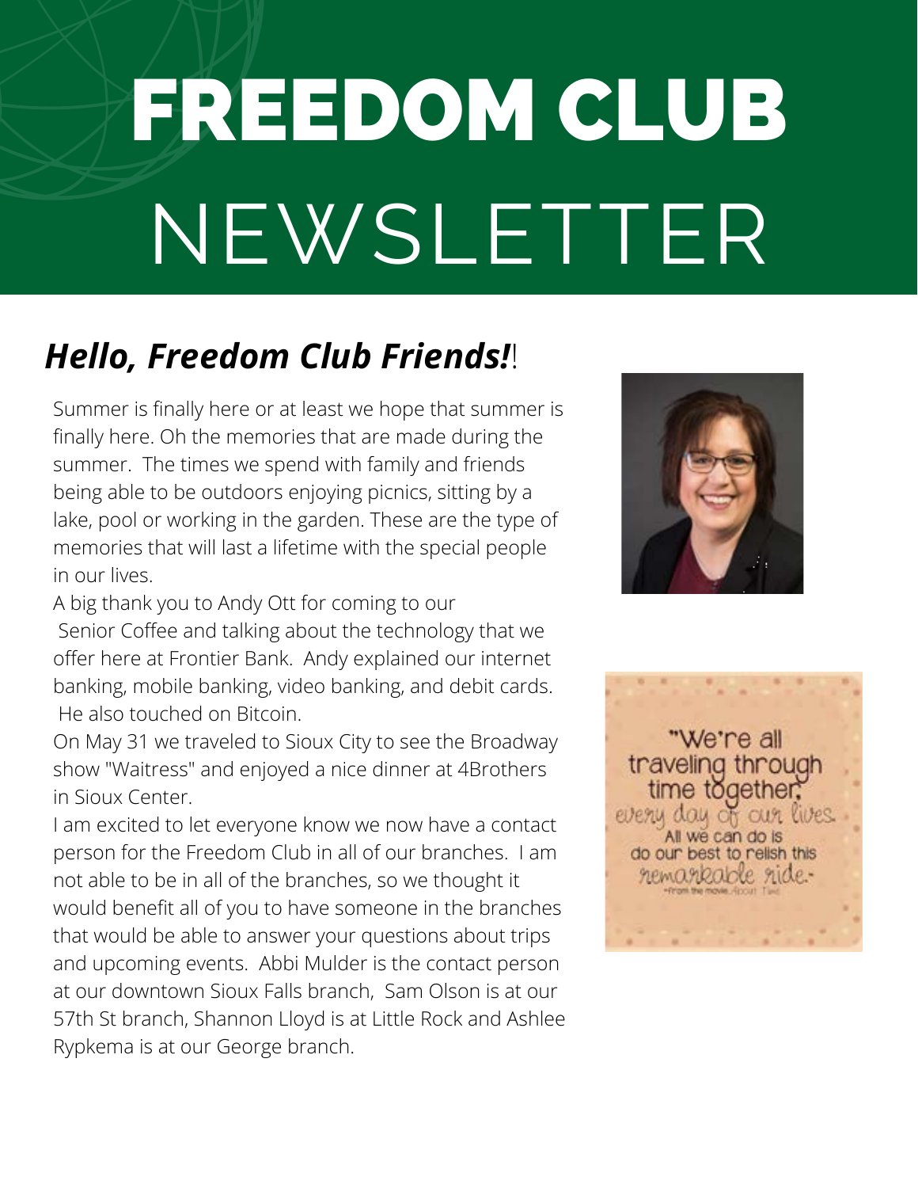#### FREEDOM CLUB NEWSLETTER

## *Hello, Freedom Club Friends!*!

Summer is finally here or at least we hope that summer is finally here. Oh the memories that are made during the summer. The times we spend with family and friends being able to be outdoors enjoying picnics, sitting by a lake, pool or working in the garden. These are the type of memories that will last a lifetime with the special people in our lives.

A big thank you to Andy Ott for coming to our Senior Coffee and talking about the technology that we offer here at Frontier Bank. Andy explained our internet banking, mobile banking, video banking, and debit cards. He also touched on Bitcoin.

On May 31 we traveled to Sioux City to see the Broadway show "Waitress" and enjoyed a nice dinner at 4Brothers in Sioux Center.

I am excited to let everyone know we now have a contact person for the Freedom Club in all of our branches. I am not able to be in all of the branches, so we thought it would benefit all of you to have someone in the branches that would be able to answer your questions about trips and upcoming events. Abbi Mulder is the contact person at our downtown Sioux Falls branch, Sam Olson is at our 57th St branch, Shannon Lloyd is at Little Rock and Ashlee Rypkema is at our George branch.

"We're all traveling through time together, every day of our lives. All we can do is do our best to relish this remarkable ride."
-From the movie About Time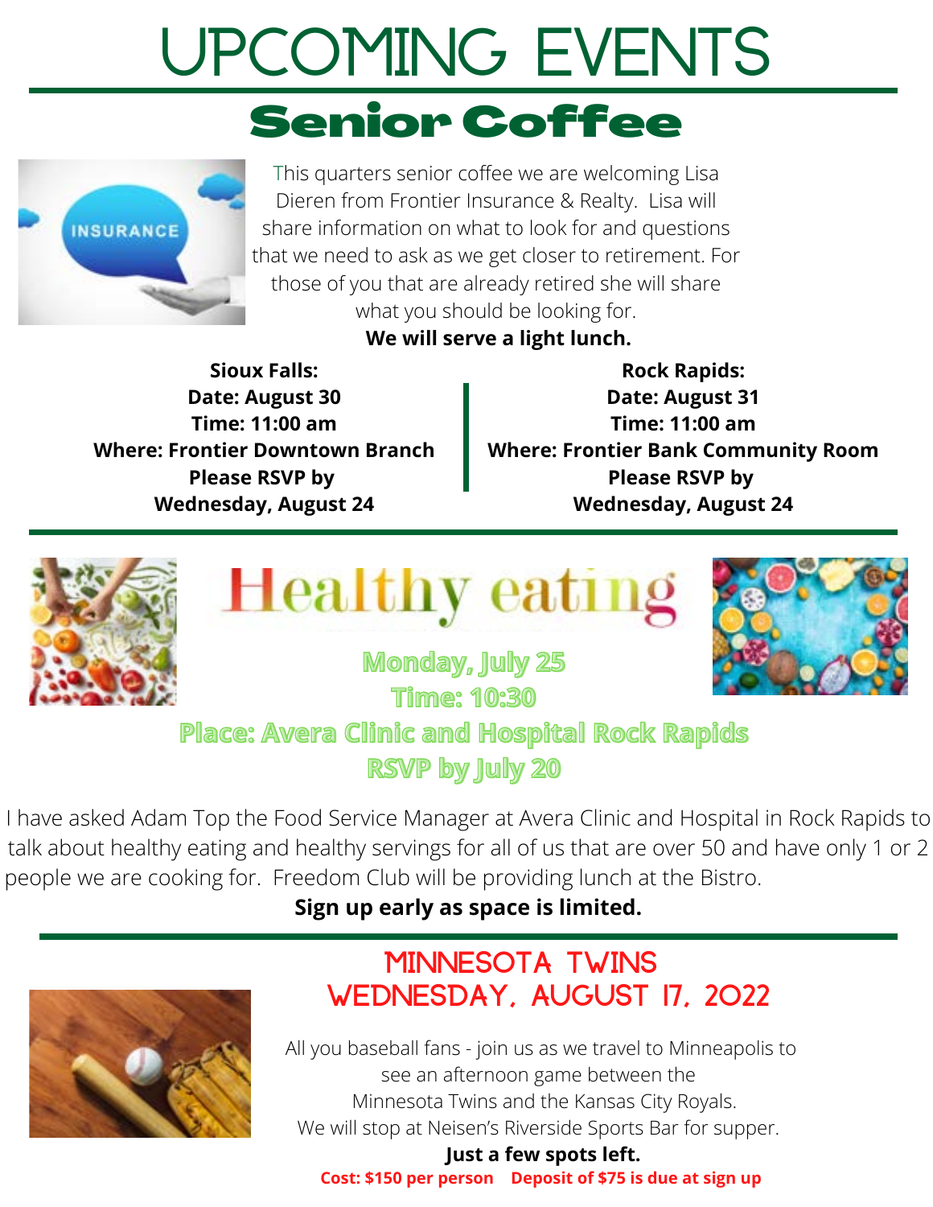# UPCOMING EVENTS

## Senior Coffee

This quarters senior coffee we are welcoming Lisa Dieren from Frontier Insurance & Realty. Lisa will share information on what to look for and questions that we need to ask as we get closer to retirement. For those of you that are already retired she will share what you should be looking for.

**We will serve a light lunch.**

**Sioux Falls:**
**Date: August 30**
**Time: 11:00 am**
**Where: Frontier Downtown Branch**
**Please RSVP by Wednesday, August 24**

**Rock Rapids:**
**Date: August 31**
**Time: 11:00 am**
**Where: Frontier Bank Community Room**
**Please RSVP by Wednesday, August 24**

## Healthy eating

**Monday, July 25**
**Time: 10:30**
**Place: Avera Clinic and Hospital Rock Rapids**
**RSVP by July 20**

I have asked Adam Top the Food Service Manager at Avera Clinic and Hospital in Rock Rapids to talk about healthy eating and healthy servings for all of us that are over 50 and have only 1 or 2 people we are cooking for. Freedom Club will be providing lunch at the Bistro.

**Sign up early as space is limited.**

## MINNESOTA TWINS
## WEDNESDAY, AUGUST 17, 2022

All you baseball fans - join us as we travel to Minneapolis to see an afternoon game between the Minnesota Twins and the Kansas City Royals.
We will stop at Neisen's Riverside Sports Bar for supper.

**Just a few spots left.**

**Cost: $150 per person  Deposit of $75 is due at sign up**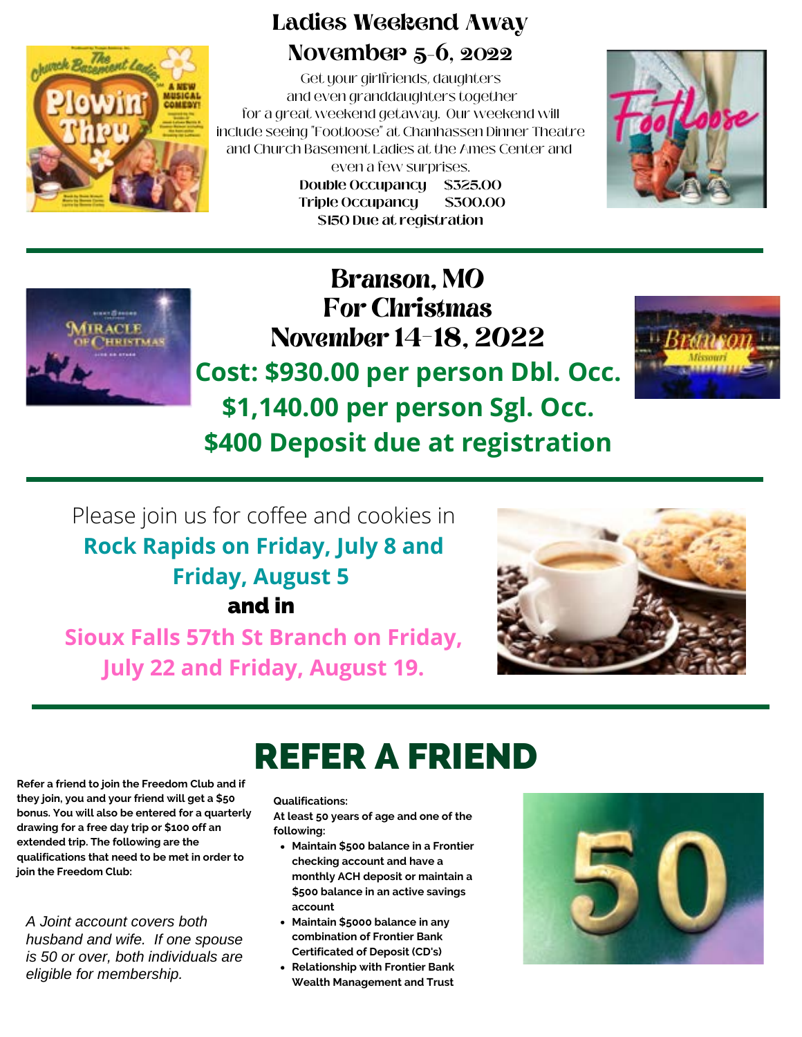## Ladies Weekend Away

## November 5-6, 2022

Get your girlfriends, daughters and even granddaughters together for a great weekend getaway. Our weekend will include seeing "Footloose" at Chanhassen Dinner Theatre and Church Basement Ladies at the Ames Center and even a few surprises.

**Double Occupancy $325.00**
**Triple Occupancy $300.00**
**$150 Due at registration**

---

## Branson, MO For Christmas

## November 14-18, 2022

**Cost: $930.00 per person Dbl. Occ.**

**$1,140.00 per person Sgl. Occ.**

**$400 Deposit due at registration**

---

Please join us for coffee and cookies in **Rock Rapids on Friday, July 8 and Friday, August 5** **and in** **Sioux Falls 57th St Branch on Friday, July 22 and Friday, August 19.**

---

# REFER A FRIEND

**Refer a friend to join the Freedom Club and if they join, you and your friend will get a $50 bonus. You will also be entered for a quarterly drawing for a free day trip or $100 off an extended trip. The following are the qualifications that need to be met in order to join the Freedom Club:**

*A Joint account covers both husband and wife. If one spouse is 50 or over, both individuals are eligible for membership.*

**Qualifications:**

**At least 50 years of age and one of the following:**

- **Maintain $500 balance in a Frontier checking account and have a monthly ACH deposit or maintain a $500 balance in an active savings account**
- **Maintain $5000 balance in any combination of Frontier Bank Certificated of Deposit (CD's)**
- **Relationship with Frontier Bank Wealth Management and Trust**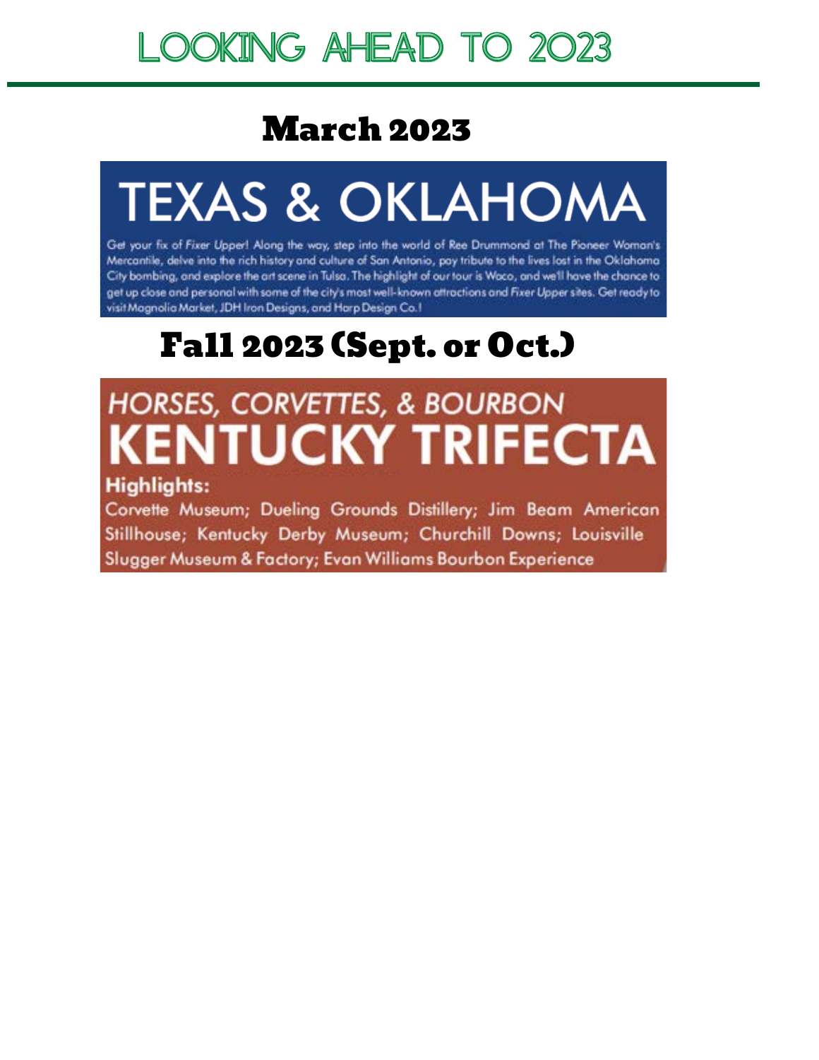# LOOKING AHEAD TO 2023

## March 2023

### TEXAS & OKLAHOMA

Get your fix of *Fixer Upper*! Along the way, step into the world of Ree Drummond at The Pioneer Woman's Mercantile, delve into the rich history and culture of San Antonio, pay tribute to the lives lost in the Oklahoma City bombing, and explore the art scene in Tulsa. The highlight of our tour is Waco, and we'll have the chance to get up close and personal with some of the city's most well-known attractions and *Fixer Upper* sites. Get ready to visit Magnolia Market, JDH Iron Designs, and Harp Design Co.!

## Fall 2023 (Sept. or Oct.)

### HORSES, CORVETTES, & BOURBON
### KENTUCKY TRIFECTA

**Highlights:**

Corvette Museum; Dueling Grounds Distillery; Jim Beam American Stillhouse; Kentucky Derby Museum; Churchill Downs; Louisville Slugger Museum & Factory; Evan Williams Bourbon Experience